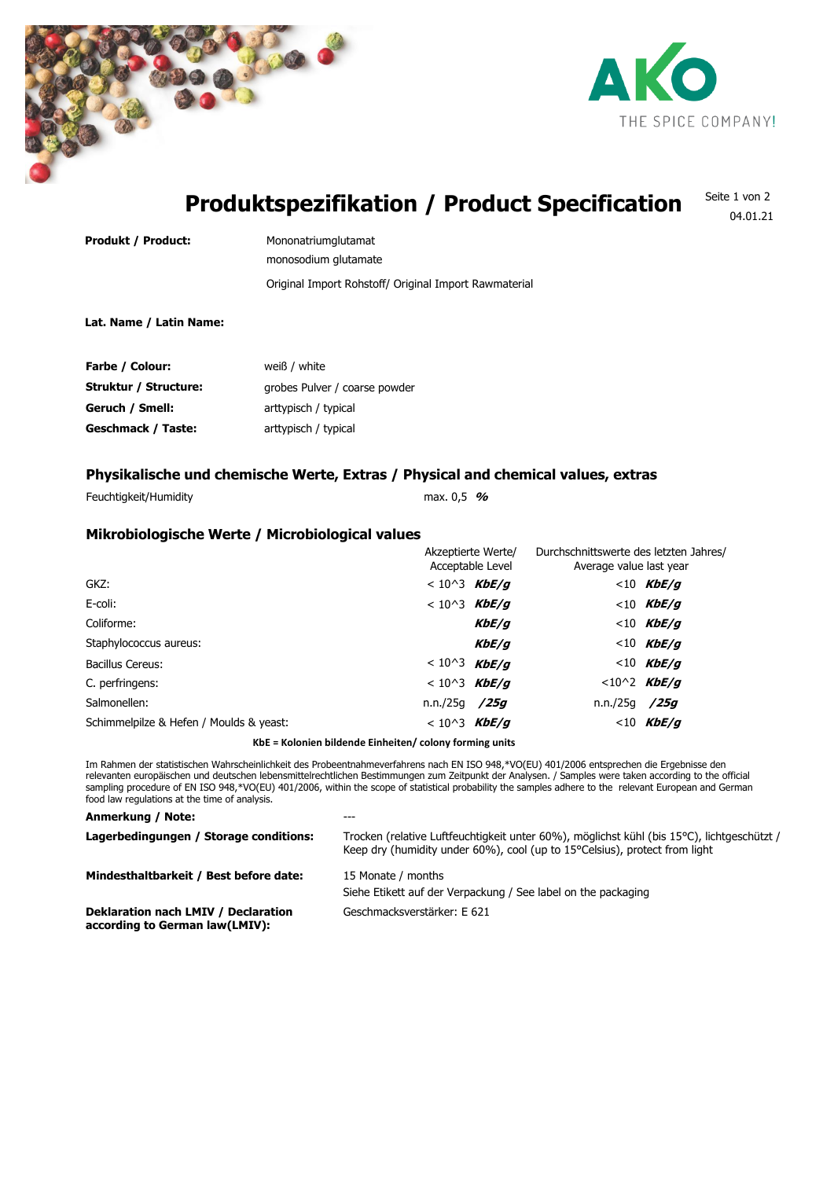AKO
THE SPICE COMPANY!

# Produktspezifikation / Product Specification

04.01.21

**Produkt / Product:** Mononatriumglutamat
monosodium glutamate
Original Import Rohstoff/ Original Import Rawmaterial

**Lat. Name / Latin Name:**

| | |
|---|---|
| **Farbe / Colour:** | weiß / white |
| **Struktur / Structure:** | grobes Pulver / coarse powder |
| **Geruch / Smell:** | arttypisch / typical |
| **Geschmack / Taste:** | arttypisch / typical |

## Physikalische und chemische Werte, Extras / Physical and chemical values, extras

| | |
|---|---|
| Feuchtigkeit/Humidity | max. 0,5 ***%*** |

## Mikrobiologische Werte / Microbiological values

| | Akzeptierte Werte/ Acceptable Level | Durchschnittswerte des letzten Jahres/ Average value last year |
|---|---|---|
| GKZ: | < 10^3 ***KbE/g*** | <10 ***KbE/g*** |
| E-coli: | < 10^3 ***KbE/g*** | <10 ***KbE/g*** |
| Coliforme: | ***KbE/g*** | <10 ***KbE/g*** |
| Staphylococcus aureus: | ***KbE/g*** | <10 ***KbE/g*** |
| Bacillus Cereus: | < 10^3 ***KbE/g*** | <10 ***KbE/g*** |
| C. perfringens: | < 10^3 ***KbE/g*** | <10^2 ***KbE/g*** |
| Salmonellen: | n.n./25g ***/25g*** | n.n./25g ***/25g*** |
| Schimmelpilze & Hefen / Moulds & yeast: | < 10^3 ***KbE/g*** | <10 ***KbE/g*** |

**KbE = Kolonien bildende Einheiten/ colony forming units**

Im Rahmen der statistischen Wahrscheinlichkeit des Probeentnahmeverfahrens nach EN ISO 948,*VO(EU) 401/2006 entsprechen die Ergebnisse den relevanten europäischen und deutschen lebensmittelrechtlichen Bestimmungen zum Zeitpunkt der Analysen. / Samples were taken according to the official sampling procedure of EN ISO 948,*VO(EU) 401/2006, within the scope of statistical probability the samples adhere to the relevant European and German food law regulations at the time of analysis.

| | |
|---|---|
| **Anmerkung / Note:** | --- |
| **Lagerbedingungen / Storage conditions:** | Trocken (relative Luftfeuchtigkeit unter 60%), möglichst kühl (bis 15°C), lichtgeschützt / Keep dry (humidity under 60%), cool (up to 15°Celsius), protect from light |
| **Mindesthaltbarkeit / Best before date:** | 15 Monate / months<br>Siehe Etikett auf der Verpackung / See label on the packaging |
| **Deklaration nach LMIV / Declaration according to German law(LMIV):** | Geschmacksverstärker: E 621 |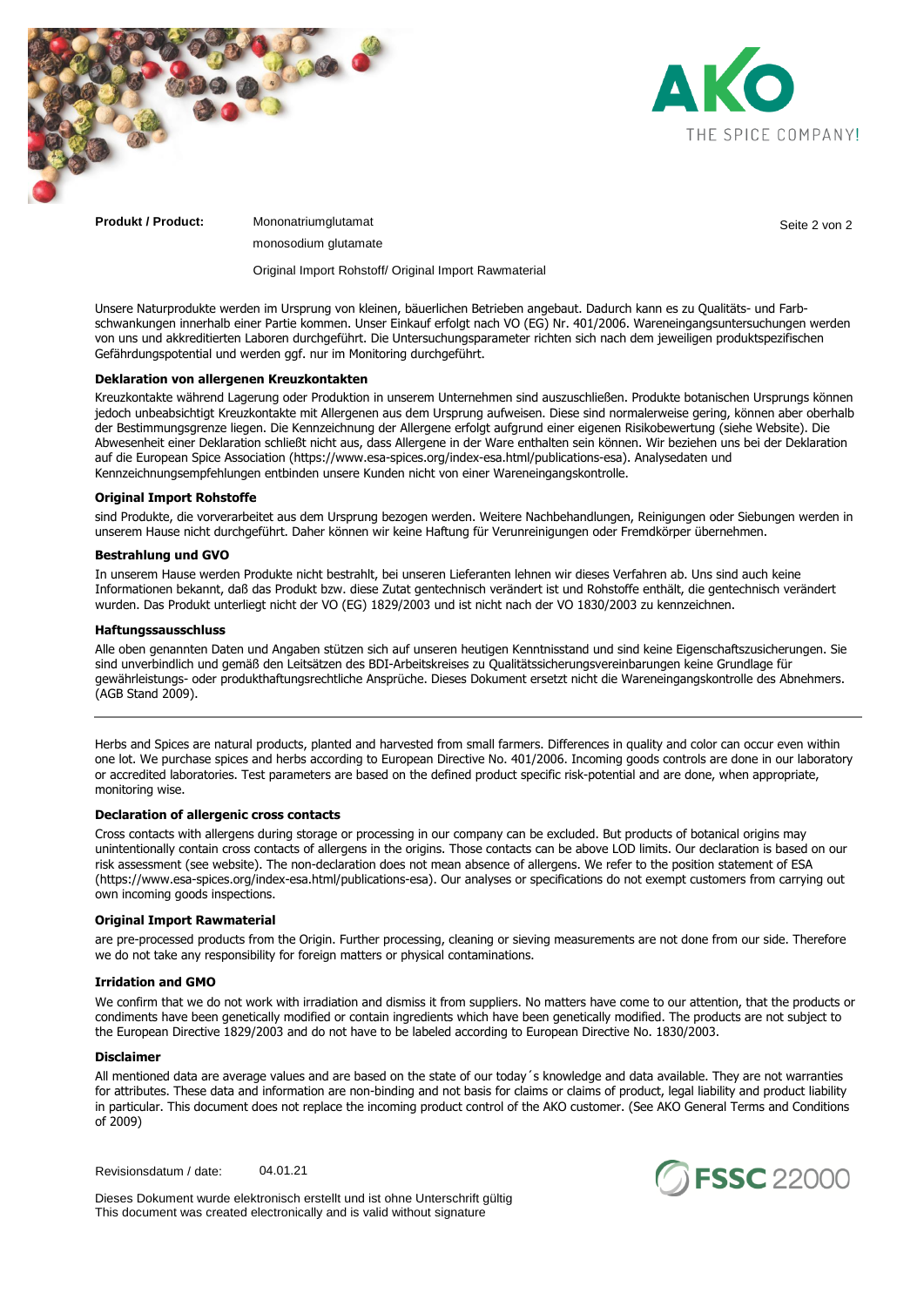**Produkt / Product:** Mononatriumglutamat

monosodium glutamate

Original Import Rohstoff/ Original Import Rawmaterial

Unsere Naturprodukte werden im Ursprung von kleinen, bäuerlichen Betrieben angebaut. Dadurch kann es zu Qualitäts- und Farbschwankungen innerhalb einer Partie kommen. Unser Einkauf erfolgt nach VO (EG) Nr. 401/2006. Wareneingangsuntersuchungen werden von uns und akkreditierten Laboren durchgeführt. Die Untersuchungsparameter richten sich nach dem jeweiligen produktspezifischen Gefährdungspotential und werden ggf. nur im Monitoring durchgeführt.

**Deklaration von allergenen Kreuzkontakten**

Kreuzkontakte während Lagerung oder Produktion in unserem Unternehmen sind auszuschließen. Produkte botanischen Ursprungs können jedoch unbeabsichtigt Kreuzkontakte mit Allergenen aus dem Ursprung aufweisen. Diese sind normalerweise gering, können aber oberhalb der Bestimmungsgrenze liegen. Die Kennzeichnung der Allergene erfolgt aufgrund einer eigenen Risikobewertung (siehe Website). Die Abwesenheit einer Deklaration schließt nicht aus, dass Allergene in der Ware enthalten sein können. Wir beziehen uns bei der Deklaration auf die European Spice Association (https://www.esa-spices.org/index-esa.html/publications-esa). Analysedaten und Kennzeichnungsempfehlungen entbinden unsere Kunden nicht von einer Wareneingangskontrolle.

**Original Import Rohstoffe**

sind Produkte, die vorverarbeitet aus dem Ursprung bezogen werden. Weitere Nachbehandlungen, Reinigungen oder Siebungen werden in unserem Hause nicht durchgeführt. Daher können wir keine Haftung für Verunreinigungen oder Fremdkörper übernehmen.

**Bestrahlung und GVO**

In unserem Hause werden Produkte nicht bestrahlt, bei unseren Lieferanten lehnen wir dieses Verfahren ab. Uns sind auch keine Informationen bekannt, daß das Produkt bzw. diese Zutat gentechnisch verändert ist und Rohstoffe enthält, die gentechnisch verändert wurden. Das Produkt unterliegt nicht der VO (EG) 1829/2003 und ist nicht nach der VO 1830/2003 zu kennzeichnen.

**Haftungssausschluss**

Alle oben genannten Daten und Angaben stützen sich auf unseren heutigen Kenntnisstand und sind keine Eigenschaftszusicherungen. Sie sind unverbindlich und gemäß den Leitsätzen des BDI-Arbeitskreises zu Qualitätssicherungsvereinbarungen keine Grundlage für gewährleistungs- oder produkthaftungsrechtliche Ansprüche. Dieses Dokument ersetzt nicht die Wareneingangskontrolle des Abnehmers. (AGB Stand 2009).

---

Herbs and Spices are natural products, planted and harvested from small farmers. Differences in quality and color can occur even within one lot. We purchase spices and herbs according to European Directive No. 401/2006. Incoming goods controls are done in our laboratory or accredited laboratories. Test parameters are based on the defined product specific risk-potential and are done, when appropriate, monitoring wise.

**Declaration of allergenic cross contacts**

Cross contacts with allergens during storage or processing in our company can be excluded. But products of botanical origins may unintentionally contain cross contacts of allergens in the origins. Those contacts can be above LOD limits. Our declaration is based on our risk assessment (see website). The non-declaration does not mean absence of allergens. We refer to the position statement of ESA (https://www.esa-spices.org/index-esa.html/publications-esa). Our analyses or specifications do not exempt customers from carrying out own incoming goods inspections.

**Original Import Rawmaterial**

are pre-processed products from the Origin. Further processing, cleaning or sieving measurements are not done from our side. Therefore we do not take any responsibility for foreign matters or physical contaminations.

**Irridation and GMO**

We confirm that we do not work with irradiation and dismiss it from suppliers. No matters have come to our attention, that the products or condiments have been genetically modified or contain ingredients which have been genetically modified. The products are not subject to the European Directive 1829/2003 and do not have to be labeled according to European Directive No. 1830/2003.

**Disclaimer**

All mentioned data are average values and are based on the state of our today´s knowledge and data available. They are not warranties for attributes. These data and information are non-binding and not basis for claims or claims of product, legal liability and product liability in particular. This document does not replace the incoming product control of the AKO customer. (See AKO General Terms and Conditions of 2009)

Revisionsdatum / date: 04.01.21

Dieses Dokument wurde elektronisch erstellt und ist ohne Unterschrift gültig
This document was created electronically and is valid without signature